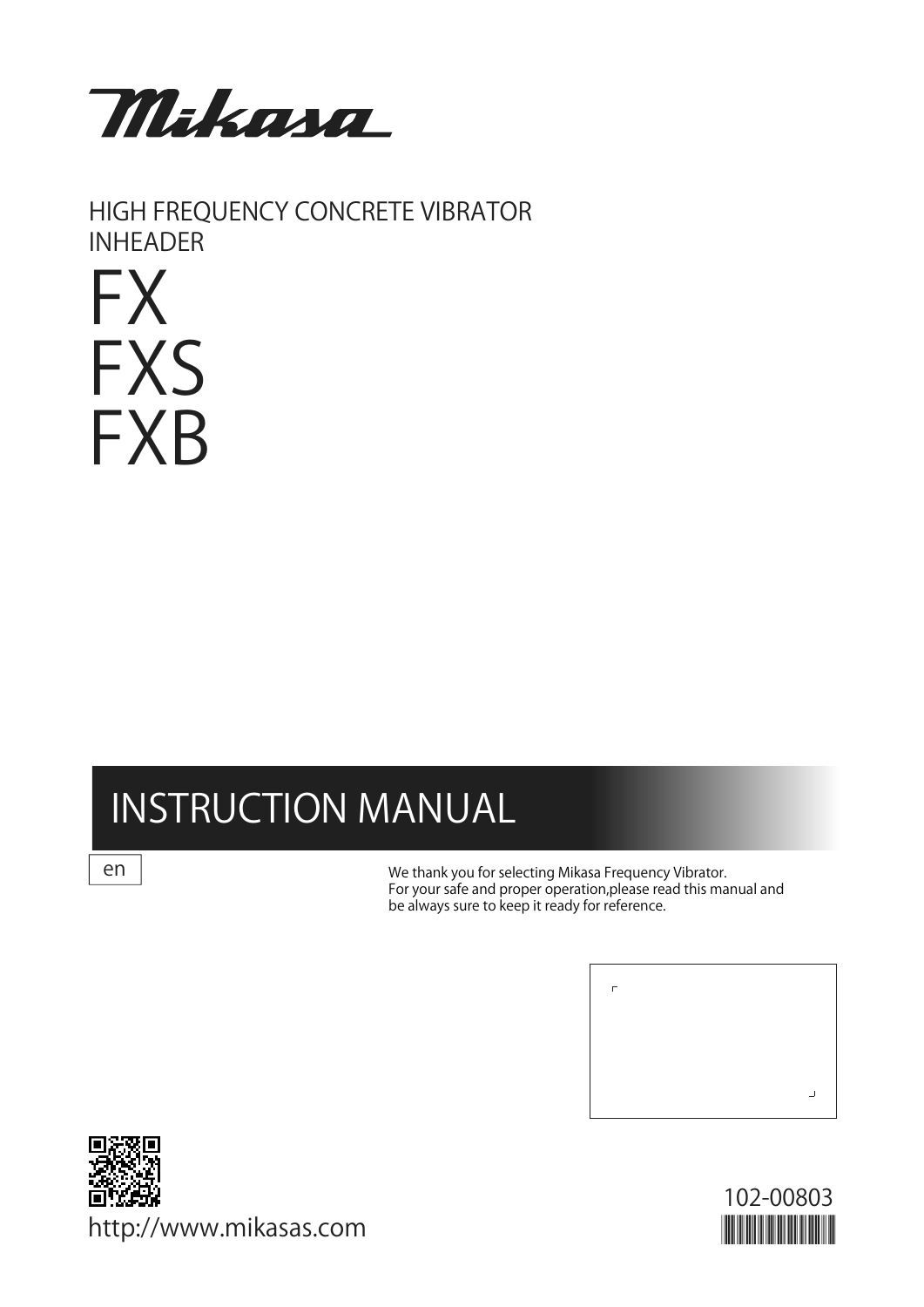Mikasa

HIGH FREQUENCY CONCRETE VIBRATOR
INHEADER

# FX
# FXS
# FXB

## INSTRUCTION MANUAL

en

We thank you for selecting Mikasa Frequency Vibrator.
For your safe and proper operation,please read this manual and be always sure to keep it ready for reference.

http://www.mikasas.com

102-00803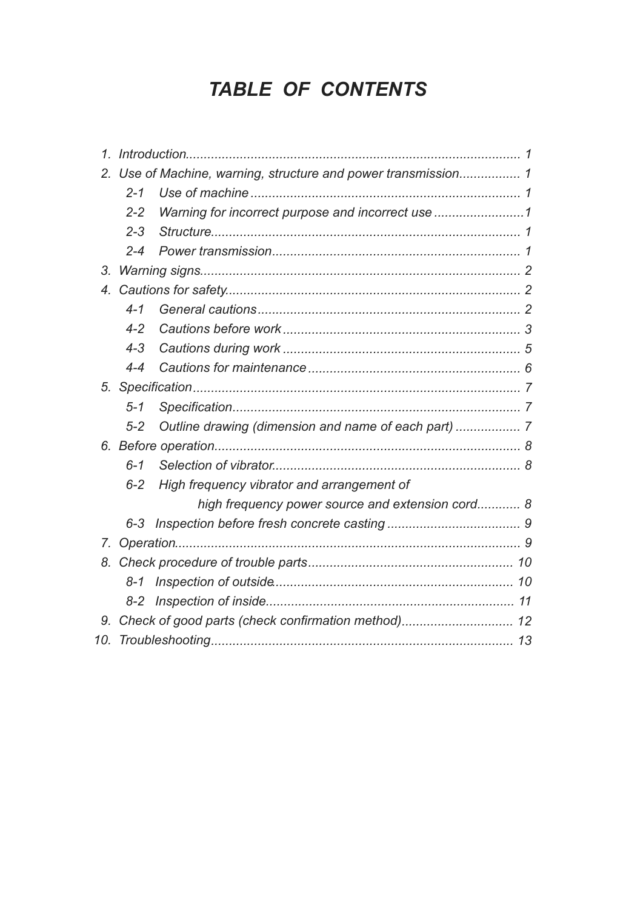# *TABLE OF CONTENTS*

1. *Introduction* ........................................................................................ 1
2. *Use of Machine, warning, structure and power transmission* ................ 1
   - *2-1 Use of machine* ........................................................................ 1
   - *2-2 Warning for incorrect purpose and incorrect use* ........................ 1
   - *2-3 Structure* .................................................................................. 1
   - *2-4 Power transmission* ................................................................. 1
3. *Warning signs* ..................................................................................... 2
4. *Cautions for safety* .............................................................................. 2
   - *4-1 General cautions* ..................................................................... 2
   - *4-2 Cautions before work* .............................................................. 3
   - *4-3 Cautions during work* .............................................................. 5
   - *4-4 Cautions for maintenance* ........................................................ 6
5. *Specification* ....................................................................................... 7
   - *5-1 Specification* ............................................................................ 7
   - *5-2 Outline drawing (dimension and name of each part)* .................. 7
6. *Before operation* .................................................................................. 8
   - *6-1 Selection of vibrator* ................................................................. 8
   - *6-2 High frequency vibrator and arrangement of high frequency power source and extension cord* ............ 8
   - *6-3 Inspection before fresh concrete casting* .................................... 9
7. *Operation* ............................................................................................ 9
8. *Check procedure of trouble parts* ....................................................... 10
   - *8-1 Inspection of outside* ............................................................... 10
   - *8-2 Inspection of inside* ................................................................. 11
9. *Check of good parts (check confirmation method)* ............................... 12
10. *Troubleshooting* ................................................................................. 13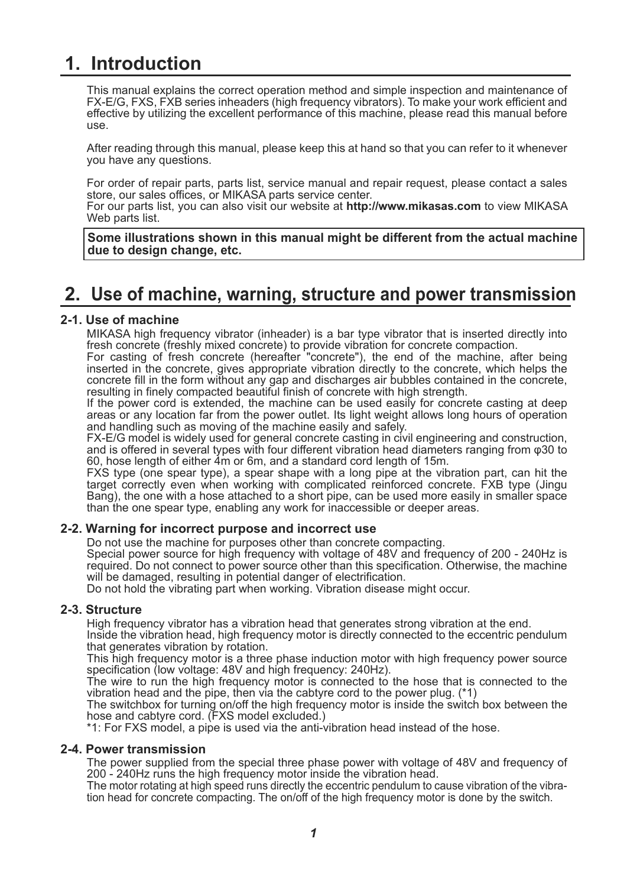# 1. Introduction

This manual explains the correct operation method and simple inspection and maintenance of FX-E/G, FXS, FXB series inheaders (high frequency vibrators). To make your work efficient and effective by utilizing the excellent performance of this machine, please read this manual before use.

After reading through this manual, please keep this at hand so that you can refer to it whenever you have any questions.

For order of repair parts, parts list, service manual and repair request, please contact a sales store, our sales offices, or MIKASA parts service center.
For our parts list, you can also visit our website at **http://www.mikasas.com** to view MIKASA Web parts list.

**Some illustrations shown in this manual might be different from the actual machine due to design change, etc.**

# 2. Use of machine, warning, structure and power transmission

### 2-1. Use of machine

MIKASA high frequency vibrator (inheader) is a bar type vibrator that is inserted directly into fresh concrete (freshly mixed concrete) to provide vibration for concrete compaction.
For casting of fresh concrete (hereafter "concrete"), the end of the machine, after being inserted in the concrete, gives appropriate vibration directly to the concrete, which helps the concrete fill in the form without any gap and discharges air bubbles contained in the concrete, resulting in finely compacted beautiful finish of concrete with high strength.
If the power cord is extended, the machine can be used easily for concrete casting at deep areas or any location far from the power outlet. Its light weight allows long hours of operation and handling such as moving of the machine easily and safely.
FX-E/G model is widely used for general concrete casting in civil engineering and construction, and is offered in several types with four different vibration head diameters ranging from φ30 to 60, hose length of either 4m or 6m, and a standard cord length of 15m.
FXS type (one spear type), a spear shape with a long pipe at the vibration part, can hit the target correctly even when working with complicated reinforced concrete. FXB type (Jingu Bang), the one with a hose attached to a short pipe, can be used more easily in smaller space than the one spear type, enabling any work for inaccessible or deeper areas.

### 2-2. Warning for incorrect purpose and incorrect use

Do not use the machine for purposes other than concrete compacting.
Special power source for high frequency with voltage of 48V and frequency of 200 - 240Hz is required. Do not connect to power source other than this specification. Otherwise, the machine will be damaged, resulting in potential danger of electrification.
Do not hold the vibrating part when working. Vibration disease might occur.

### 2-3. Structure

High frequency vibrator has a vibration head that generates strong vibration at the end.
Inside the vibration head, high frequency motor is directly connected to the eccentric pendulum that generates vibration by rotation.
This high frequency motor is a three phase induction motor with high frequency power source specification (low voltage: 48V and high frequency: 240Hz).
The wire to run the high frequency motor is connected to the hose that is connected to the vibration head and the pipe, then via the cabtyre cord to the power plug. (*1)
The switchbox for turning on/off the high frequency motor is inside the switch box between the hose and cabtyre cord. (FXS model excluded.)
*1: For FXS model, a pipe is used via the anti-vibration head instead of the hose.

### 2-4. Power transmission

The power supplied from the special three phase power with voltage of 48V and frequency of 200 - 240Hz runs the high frequency motor inside the vibration head.
The motor rotating at high speed runs directly the eccentric pendulum to cause vibration of the vibration head for concrete compacting. The on/off of the high frequency motor is done by the switch.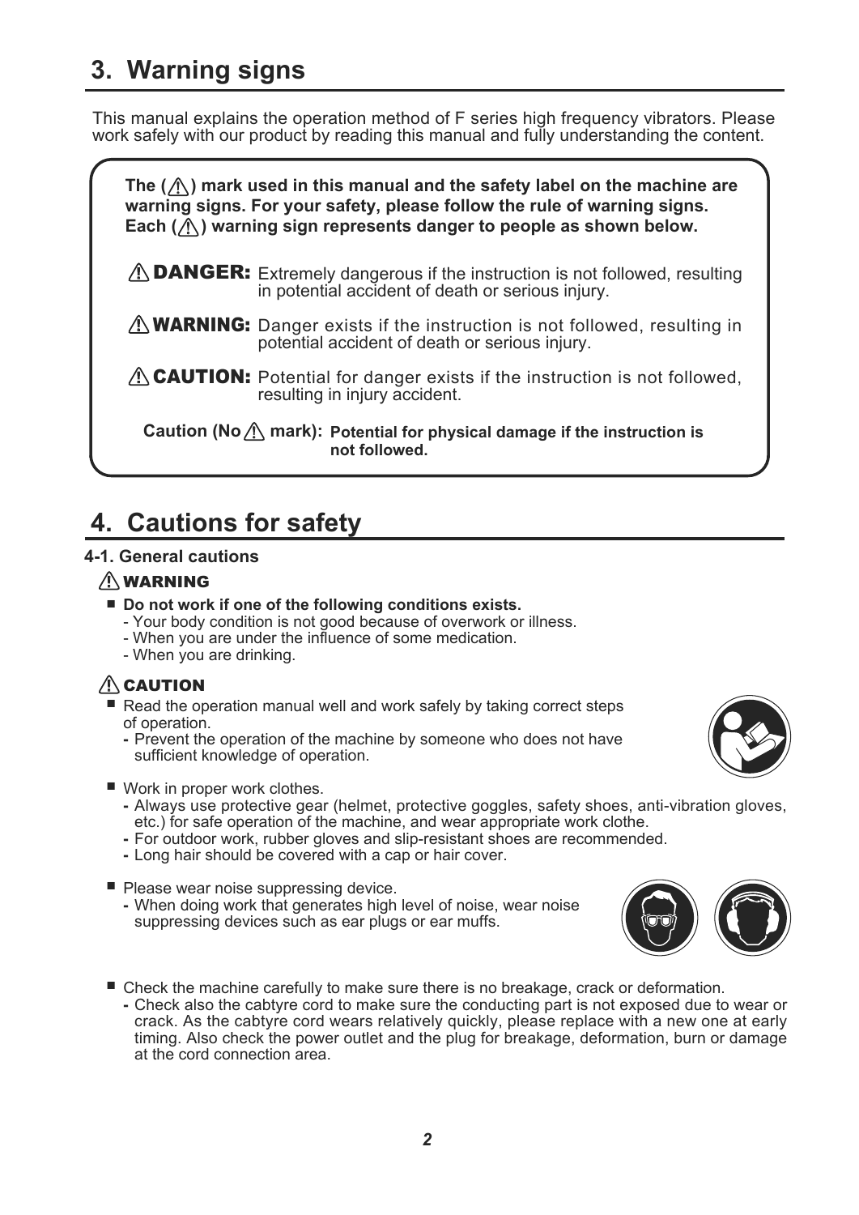## 3. Warning signs

This manual explains the operation method of F series high frequency vibrators. Please work safely with our product by reading this manual and fully understanding the content.

**The (⚠) mark used in this manual and the safety label on the machine are warning signs. For your safety, please follow the rule of warning signs. Each (⚠) warning sign represents danger to people as shown below.**

**⚠ DANGER:** Extremely dangerous if the instruction is not followed, resulting in potential accident of death or serious injury.

**⚠ WARNING:** Danger exists if the instruction is not followed, resulting in potential accident of death or serious injury.

**⚠ CAUTION:** Potential for danger exists if the instruction is not followed, resulting in injury accident.

**Caution (No ⚠ mark):** **Potential for physical damage if the instruction is not followed.**

## 4. Cautions for safety

### 4-1. General cautions

**⚠ WARNING**

- **Do not work if one of the following conditions exists.**
  - Your body condition is not good because of overwork or illness.
  - When you are under the influence of some medication.
  - When you are drinking.

**⚠ CAUTION**

- Read the operation manual well and work safely by taking correct steps of operation.
  - Prevent the operation of the machine by someone who does not have sufficient knowledge of operation.
- Work in proper work clothes.
  - Always use protective gear (helmet, protective goggles, safety shoes, anti-vibration gloves, etc.) for safe operation of the machine, and wear appropriate work clothe.
  - For outdoor work, rubber gloves and slip-resistant shoes are recommended.
  - Long hair should be covered with a cap or hair cover.
- Please wear noise suppressing device.
  - When doing work that generates high level of noise, wear noise suppressing devices such as ear plugs or ear muffs.
- Check the machine carefully to make sure there is no breakage, crack or deformation.
  - Check also the cabtyre cord to make sure the conducting part is not exposed due to wear or crack. As the cabtyre cord wears relatively quickly, please replace with a new one at early timing. Also check the power outlet and the plug for breakage, deformation, burn or damage at the cord connection area.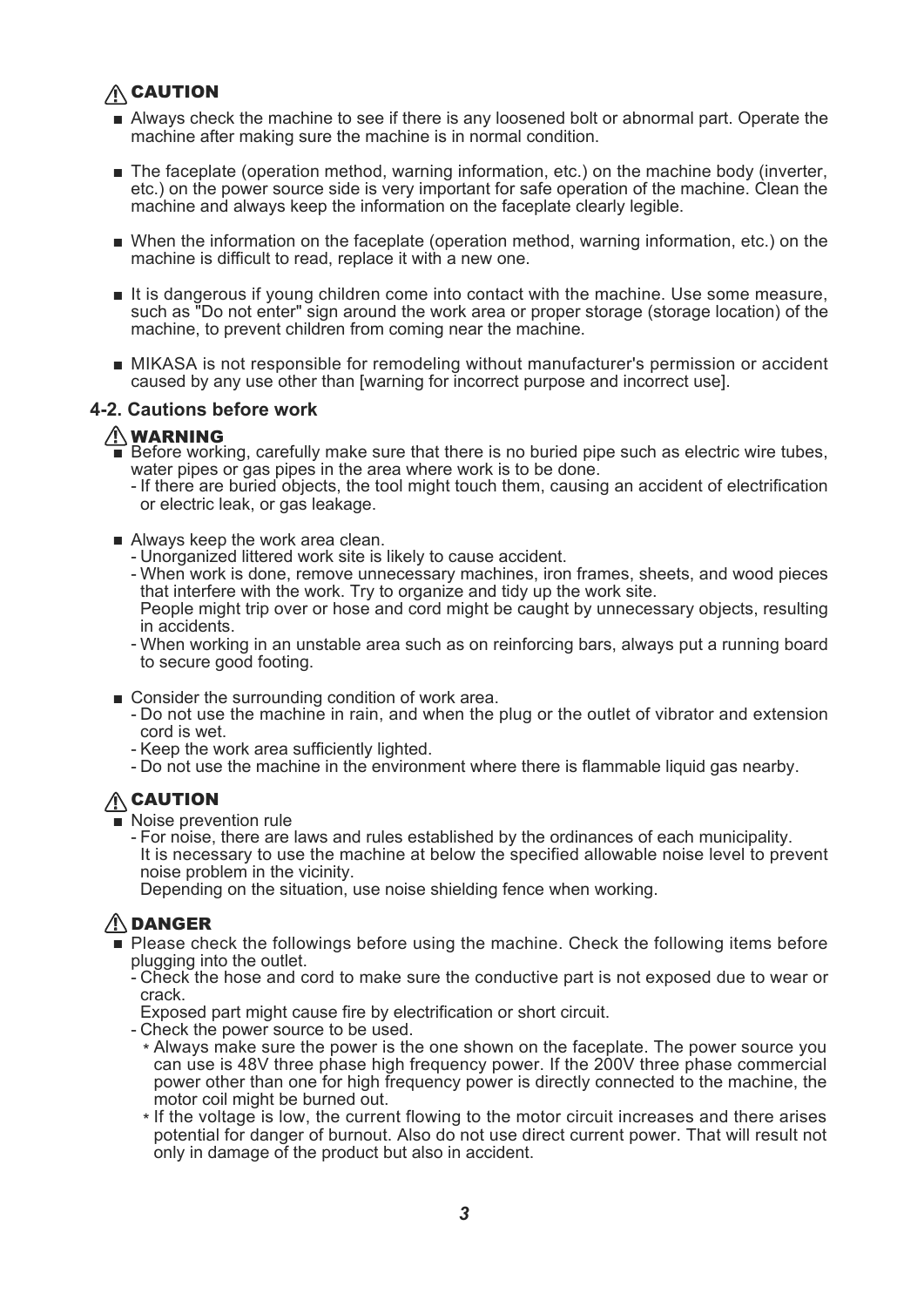**⚠ CAUTION**

- Always check the machine to see if there is any loosened bolt or abnormal part. Operate the machine after making sure the machine is in normal condition.
- The faceplate (operation method, warning information, etc.) on the machine body (inverter, etc.) on the power source side is very important for safe operation of the machine. Clean the machine and always keep the information on the faceplate clearly legible.
- When the information on the faceplate (operation method, warning information, etc.) on the machine is difficult to read, replace it with a new one.
- It is dangerous if young children come into contact with the machine. Use some measure, such as "Do not enter" sign around the work area or proper storage (storage location) of the machine, to prevent children from coming near the machine.
- MIKASA is not responsible for remodeling without manufacturer's permission or accident caused by any use other than [warning for incorrect purpose and incorrect use].

### 4-2. Cautions before work

**⚠ WARNING**

- Before working, carefully make sure that there is no buried pipe such as electric wire tubes, water pipes or gas pipes in the area where work is to be done.
  - If there are buried objects, the tool might touch them, causing an accident of electrification or electric leak, or gas leakage.
- Always keep the work area clean.
  - Unorganized littered work site is likely to cause accident.
  - When work is done, remove unnecessary machines, iron frames, sheets, and wood pieces that interfere with the work. Try to organize and tidy up the work site.
    People might trip over or hose and cord might be caught by unnecessary objects, resulting in accidents.
  - When working in an unstable area such as on reinforcing bars, always put a running board to secure good footing.
- Consider the surrounding condition of work area.
  - Do not use the machine in rain, and when the plug or the outlet of vibrator and extension cord is wet.
  - Keep the work area sufficiently lighted.
  - Do not use the machine in the environment where there is flammable liquid gas nearby.

**⚠ CAUTION**

- Noise prevention rule
  - For noise, there are laws and rules established by the ordinances of each municipality.
    It is necessary to use the machine at below the specified allowable noise level to prevent noise problem in the vicinity.
    Depending on the situation, use noise shielding fence when working.

**⚠ DANGER**

- Please check the followings before using the machine. Check the following items before plugging into the outlet.
  - Check the hose and cord to make sure the conductive part is not exposed due to wear or crack.
    Exposed part might cause fire by electrification or short circuit.
  - Check the power source to be used.
    - * Always make sure the power is the one shown on the faceplate. The power source you can use is 48V three phase high frequency power. If the 200V three phase commercial power other than one for high frequency power is directly connected to the machine, the motor coil might be burned out.
    - * If the voltage is low, the current flowing to the motor circuit increases and there arises potential for danger of burnout. Also do not use direct current power. That will result not only in damage of the product but also in accident.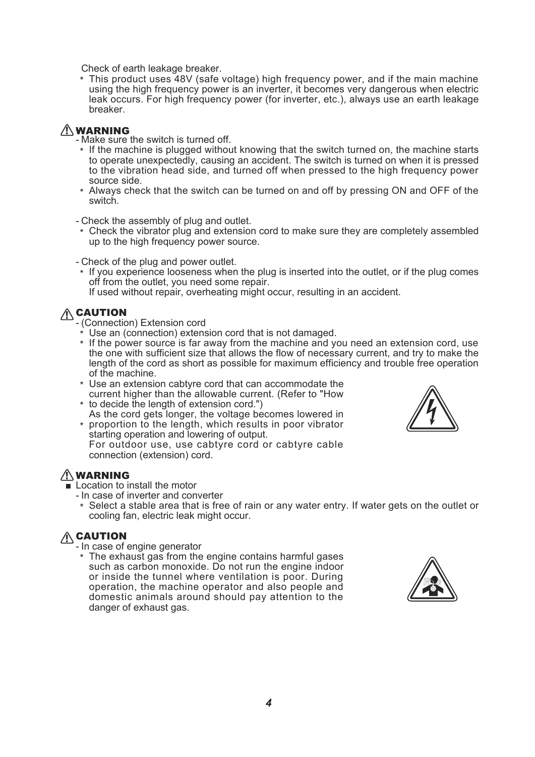Check of earth leakage breaker.

* This product uses 48V (safe voltage) high frequency power, and if the main machine using the high frequency power is an inverter, it becomes very dangerous when electric leak occurs. For high frequency power (for inverter, etc.), always use an earth leakage breaker.

**⚠ WARNING**

- Make sure the switch is turned off.
  * If the machine is plugged without knowing that the switch turned on, the machine starts to operate unexpectedly, causing an accident. The switch is turned on when it is pressed to the vibration head side, and turned off when pressed to the high frequency power source side.
  * Always check that the switch can be turned on and off by pressing ON and OFF of the switch.

- Check the assembly of plug and outlet.
  * Check the vibrator plug and extension cord to make sure they are completely assembled up to the high frequency power source.

- Check of the plug and power outlet.
  * If you experience looseness when the plug is inserted into the outlet, or if the plug comes off from the outlet, you need some repair.
    If used without repair, overheating might occur, resulting in an accident.

**⚠ CAUTION**

- (Connection) Extension cord
  * Use an (connection) extension cord that is not damaged.
  * If the power source is far away from the machine and you need an extension cord, use the one with sufficient size that allows the flow of necessary current, and try to make the length of the cord as short as possible for maximum efficiency and trouble free operation of the machine.
  * Use an extension cabtyre cord that can accommodate the current higher than the allowable current. (Refer to "How to decide the length of extension cord.")
  * As the cord gets longer, the voltage becomes lowered in proportion to the length, which results in poor vibrator starting operation and lowering of output.
  * For outdoor use, use cabtyre cord or cabtyre cable connection (extension) cord.

**⚠ WARNING**

■ Location to install the motor

- In case of inverter and converter
  * Select a stable area that is free of rain or any water entry. If water gets on the outlet or cooling fan, electric leak might occur.

**⚠ CAUTION**

- In case of engine generator
  * The exhaust gas from the engine contains harmful gases such as carbon monoxide. Do not run the engine indoor or inside the tunnel where ventilation is poor. During operation, the machine operator and also people and domestic animals around should pay attention to the danger of exhaust gas.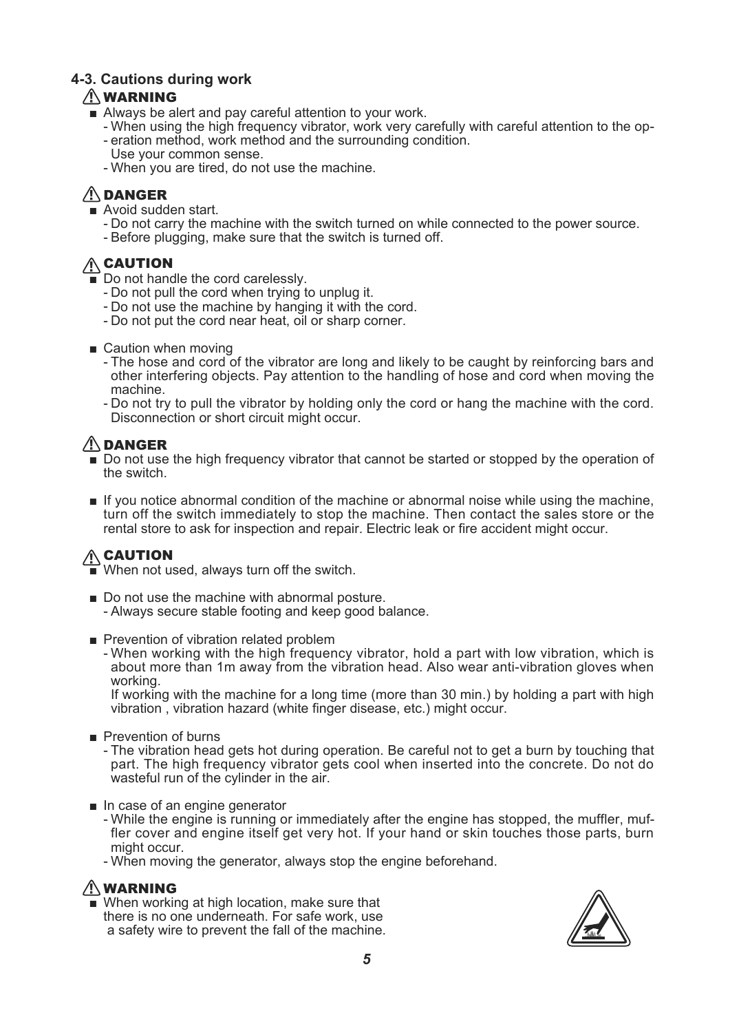## 4-3. Cautions during work

**⚠ WARNING**

- Always be alert and pay careful attention to your work.
  - When using the high frequency vibrator, work very carefully with careful attention to the op-
  - eration method, work method and the surrounding condition.
    Use your common sense.
  - When you are tired, do not use the machine.

**⚠ DANGER**

- Avoid sudden start.
  - Do not carry the machine with the switch turned on while connected to the power source.
  - Before plugging, make sure that the switch is turned off.

**⚠ CAUTION**

- Do not handle the cord carelessly.
  - Do not pull the cord when trying to unplug it.
  - Do not use the machine by hanging it with the cord.
  - Do not put the cord near heat, oil or sharp corner.

- Caution when moving
  - The hose and cord of the vibrator are long and likely to be caught by reinforcing bars and other interfering objects. Pay attention to the handling of hose and cord when moving the machine.
  - Do not try to pull the vibrator by holding only the cord or hang the machine with the cord. Disconnection or short circuit might occur.

**⚠ DANGER**

- Do not use the high frequency vibrator that cannot be started or stopped by the operation of the switch.

- If you notice abnormal condition of the machine or abnormal noise while using the machine, turn off the switch immediately to stop the machine. Then contact the sales store or the rental store to ask for inspection and repair. Electric leak or fire accident might occur.

**⚠ CAUTION**

- When not used, always turn off the switch.

- Do not use the machine with abnormal posture.
  - Always secure stable footing and keep good balance.

- Prevention of vibration related problem
  - When working with the high frequency vibrator, hold a part with low vibration, which is about more than 1m away from the vibration head. Also wear anti-vibration gloves when working.
    If working with the machine for a long time (more than 30 min.) by holding a part with high vibration , vibration hazard (white finger disease, etc.) might occur.

- Prevention of burns
  - The vibration head gets hot during operation. Be careful not to get a burn by touching that part. The high frequency vibrator gets cool when inserted into the concrete. Do not do wasteful run of the cylinder in the air.

- In case of an engine generator
  - While the engine is running or immediately after the engine has stopped, the muffler, muffler cover and engine itself get very hot. If your hand or skin touches those parts, burn might occur.
  - When moving the generator, always stop the engine beforehand.

**⚠ WARNING**

- When working at high location, make sure that there is no one underneath. For safe work, use a safety wire to prevent the fall of the machine.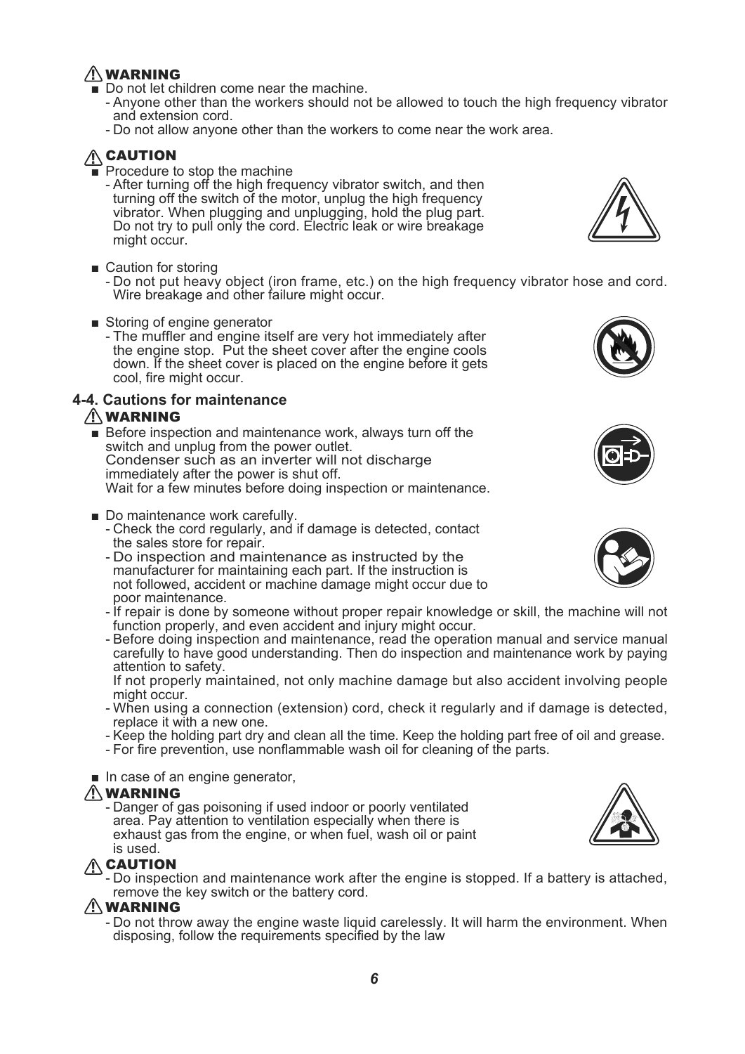**⚠ WARNING**

- Do not let children come near the machine.
  - Anyone other than the workers should not be allowed to touch the high frequency vibrator and extension cord.
  - Do not allow anyone other than the workers to come near the work area.

**⚠ CAUTION**

- Procedure to stop the machine
  - After turning off the high frequency vibrator switch, and then turning off the switch of the motor, unplug the high frequency vibrator. When plugging and unplugging, hold the plug part. Do not try to pull only the cord. Electric leak or wire breakage might occur.
- Caution for storing
  - Do not put heavy object (iron frame, etc.) on the high frequency vibrator hose and cord. Wire breakage and other failure might occur.
- Storing of engine generator
  - The muffler and engine itself are very hot immediately after the engine stop. Put the sheet cover after the engine cools down. If the sheet cover is placed on the engine before it gets cool, fire might occur.

### 4-4. Cautions for maintenance

**⚠ WARNING**

- Before inspection and maintenance work, always turn off the switch and unplug from the power outlet.
  Condenser such as an inverter will not discharge immediately after the power is shut off.
  Wait for a few minutes before doing inspection or maintenance.
- Do maintenance work carefully.
  - Check the cord regularly, and if damage is detected, contact the sales store for repair.
  - Do inspection and maintenance as instructed by the manufacturer for maintaining each part. If the instruction is not followed, accident or machine damage might occur due to poor maintenance.
  - If repair is done by someone without proper repair knowledge or skill, the machine will not function properly, and even accident and injury might occur.
  - Before doing inspection and maintenance, read the operation manual and service manual carefully to have good understanding. Then do inspection and maintenance work by paying attention to safety.
    If not properly maintained, not only machine damage but also accident involving people might occur.
  - When using a connection (extension) cord, check it regularly and if damage is detected, replace it with a new one.
  - Keep the holding part dry and clean all the time. Keep the holding part free of oil and grease.
  - For fire prevention, use nonflammable wash oil for cleaning of the parts.
- In case of an engine generator,

**⚠ WARNING**

- Danger of gas poisoning if used indoor or poorly ventilated area. Pay attention to ventilation especially when there is exhaust gas from the engine, or when fuel, wash oil or paint is used.

**⚠ CAUTION**

- Do inspection and maintenance work after the engine is stopped. If a battery is attached, remove the key switch or the battery cord.

**⚠ WARNING**

- Do not throw away the engine waste liquid carelessly. It will harm the environment. When disposing, follow the requirements specified by the law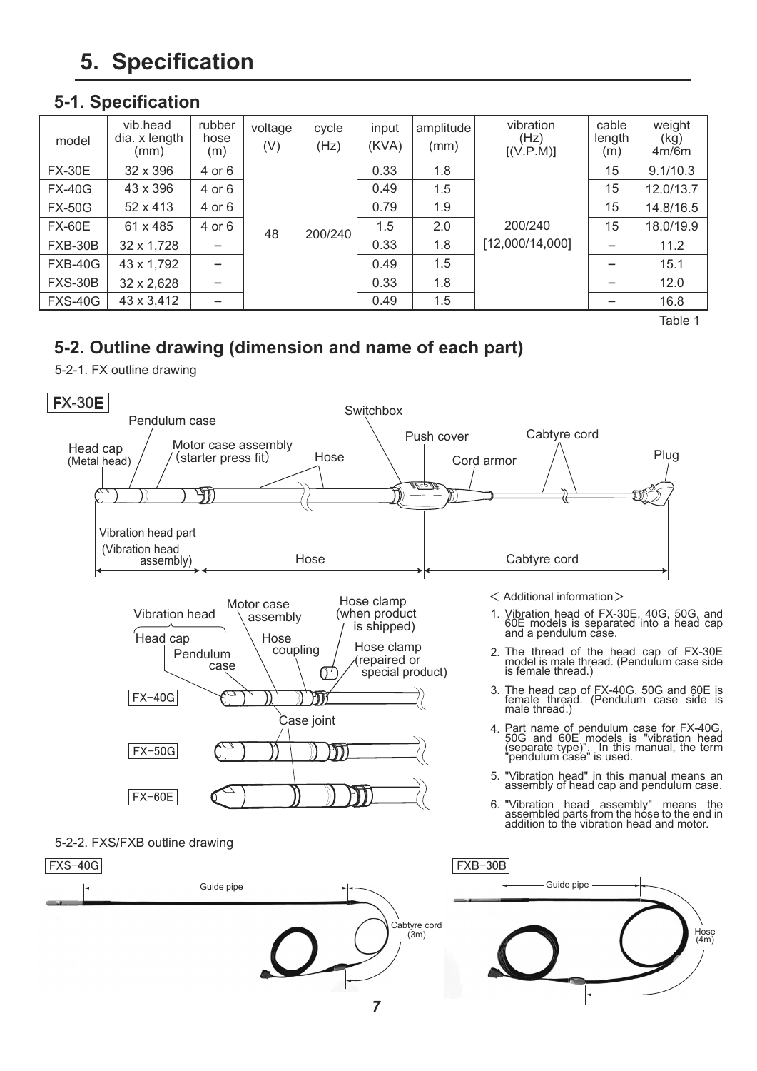# 5. Specification

## 5-1. Specification

| model | vib.head dia. x length (mm) | rubber hose (m) | voltage (V) | cycle (Hz) | input (KVA) | amplitude (mm) | vibration (Hz) [(V.P.M)] | cable length (m) | weight (kg) 4m/6m |
|---|---|---|---|---|---|---|---|---|---|
| FX-30E | 32 x 396 | 4 or 6 | 48 | 200/240 | 0.33 | 1.8 | 200/240 [12,000/14,000] | 15 | 9.1/10.3 |
| FX-40G | 43 x 396 | 4 or 6 | | | 0.49 | 1.5 | | 15 | 12.0/13.7 |
| FX-50G | 52 x 413 | 4 or 6 | | | 0.79 | 1.9 | | 15 | 14.8/16.5 |
| FX-60E | 61 x 485 | 4 or 6 | | | 1.5 | 2.0 | | 15 | 18.0/19.9 |
| FXB-30B | 32 x 1,728 | – | | | 0.33 | 1.8 | | – | 11.2 |
| FXB-40G | 43 x 1,792 | – | | | 0.49 | 1.5 | | – | 15.1 |
| FXS-30B | 32 x 2,628 | – | | | 0.33 | 1.8 | | – | 12.0 |
| FXS-40G | 43 x 3,412 | – | | | 0.49 | 1.5 | | – | 16.8 |

Table 1

## 5-2. Outline drawing (dimension and name of each part)

5-2-1. FX outline drawing

FX-30E

Head cap (Metal head) · Pendulum case · Motor case assembly (starter press fit) · Hose · Switchbox · Push cover · Cord armor · Cabtyre cord · Plug

Vibration head part (Vibration head assembly) · Hose · Cabtyre cord

Vibration head · Head cap · Pendulum case · Motor case assembly · Hose coupling · Hose clamp (when product is shipped) · Hose clamp (repaired or special product) · Case joint

FX-40G

FX-50G

FX-60E

< Additional information >

1. Vibration head of FX-30E, 40G, 50G, and 60E models is separated into a head cap and a pendulum case.
2. The thread of the head cap of FX-30E model is male thread. (Pendulum case side is female thread.)
3. The head cap of FX-40G, 50G and 60E is female thread. (Pendulum case side is male thread.)
4. Part name of pendulum case for FX-40G, 50G and 60E models is "vibration head (separate type)". In this manual, the term "pendulum case" is used.
5. "Vibration head" in this manual means an assembly of head cap and pendulum case.
6. "Vibration head assembly" means the assembled parts from the hose to the end in addition to the vibration head and motor.

5-2-2. FXS/FXB outline drawing

FXS-40G

Guide pipe · Cabtyre cord (3m)

FXB-30B

Guide pipe · Hose (4m)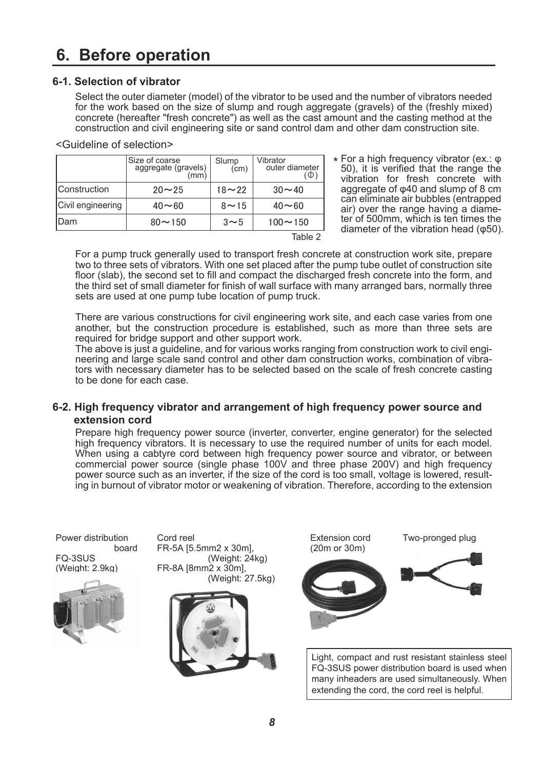# 6. Before operation

### 6-1. Selection of vibrator

Select the outer diameter (model) of the vibrator to be used and the number of vibrators needed for the work based on the size of slump and rough aggregate (gravels) of the (freshly mixed) concrete (hereafter "fresh concrete") as well as the cast amount and the casting method at the construction and civil engineering site or sand control dam and other dam construction site.

<Guideline of selection>

| | Size of coarse aggregate (gravels) (mm) | Slump (cm) | Vibrator outer diameter (Φ) |
|---|---|---|---|
| Construction | 20～25 | 18～22 | 30～40 |
| Civil engineering | 40～60 | 8～15 | 40～60 |
| Dam | 80～150 | 3～5 | 100～150 |

Table 2

* For a high frequency vibrator (ex.: φ 50), it is verified that the range the vibration for fresh concrete with aggregate of φ40 and slump of 8 cm can eliminate air bubbles (entrapped air) over the range having a diameter of 500mm, which is ten times the diameter of the vibration head (φ50).

For a pump truck generally used to transport fresh concrete at construction work site, prepare two to three sets of vibrators. With one set placed after the pump tube outlet of construction site floor (slab), the second set to fill and compact the discharged fresh concrete into the form, and the third set of small diameter for finish of wall surface with many arranged bars, normally three sets are used at one pump tube location of pump truck.

There are various constructions for civil engineering work site, and each case varies from one another, but the construction procedure is established, such as more than three sets are required for bridge support and other support work.

The above is just a guideline, and for various works ranging from construction work to civil engineering and large scale sand control and other dam construction works, combination of vibrators with necessary diameter has to be selected based on the scale of fresh concrete casting to be done for each case.

### 6-2. High frequency vibrator and arrangement of high frequency power source and extension cord

Prepare high frequency power source (inverter, converter, engine generator) for the selected high frequency vibrators. It is necessary to use the required number of units for each model. When using a cabtyre cord between high frequency power source and vibrator, or between commercial power source (single phase 100V and three phase 200V) and high frequency power source such as an inverter, if the size of the cord is too small, voltage is lowered, resulting in burnout of vibrator motor or weakening of vibration. Therefore, according to the extension

Power distribution board
FQ-3SUS
(Weight: 2.9kg)

Cord reel
FR-5A [5.5mm2 x 30m], (Weight: 24kg)
FR-8A [8mm2 x 30m], (Weight: 27.5kg)

Extension cord
(20m or 30m)

Two-pronged plug

Light, compact and rust resistant stainless steel FQ-3SUS power distribution board is used when many inheaders are used simultaneously. When extending the cord, the cord reel is helpful.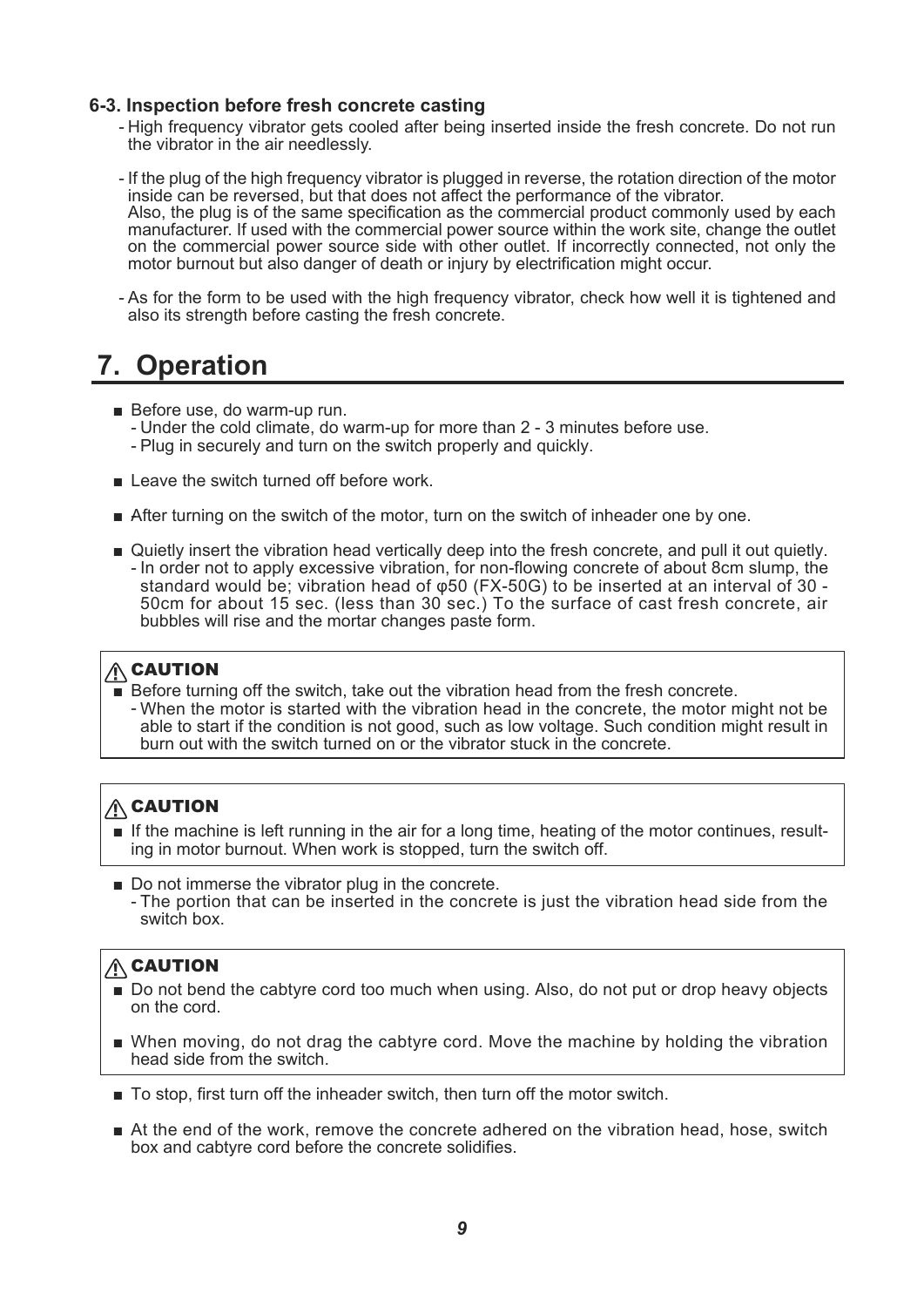### 6-3. Inspection before fresh concrete casting

- High frequency vibrator gets cooled after being inserted inside the fresh concrete. Do not run the vibrator in the air needlessly.

- If the plug of the high frequency vibrator is plugged in reverse, the rotation direction of the motor inside can be reversed, but that does not affect the performance of the vibrator.
  Also, the plug is of the same specification as the commercial product commonly used by each manufacturer. If used with the commercial power source within the work site, change the outlet on the commercial power source side with other outlet. If incorrectly connected, not only the motor burnout but also danger of death or injury by electrification might occur.

- As for the form to be used with the high frequency vibrator, check how well it is tightened and also its strength before casting the fresh concrete.

## 7. Operation

- Before use, do warm-up run.
  - Under the cold climate, do warm-up for more than 2 - 3 minutes before use.
  - Plug in securely and turn on the switch properly and quickly.

- Leave the switch turned off before work.

- After turning on the switch of the motor, turn on the switch of inheader one by one.

- Quietly insert the vibration head vertically deep into the fresh concrete, and pull it out quietly.
  - In order not to apply excessive vibration, for non-flowing concrete of about 8cm slump, the standard would be; vibration head of φ50 (FX-50G) to be inserted at an interval of 30 - 50cm for about 15 sec. (less than 30 sec.) To the surface of cast fresh concrete, air bubbles will rise and the mortar changes paste form.

> **⚠ CAUTION**
> - Before turning off the switch, take out the vibration head from the fresh concrete.
>   - When the motor is started with the vibration head in the concrete, the motor might not be able to start if the condition is not good, such as low voltage. Such condition might result in burn out with the switch turned on or the vibrator stuck in the concrete.

> **⚠ CAUTION**
> - If the machine is left running in the air for a long time, heating of the motor continues, resulting in motor burnout. When work is stopped, turn the switch off.

- Do not immerse the vibrator plug in the concrete.
  - The portion that can be inserted in the concrete is just the vibration head side from the switch box.

> **⚠ CAUTION**
> - Do not bend the cabtyre cord too much when using. Also, do not put or drop heavy objects on the cord.
> - When moving, do not drag the cabtyre cord. Move the machine by holding the vibration head side from the switch.

- To stop, first turn off the inheader switch, then turn off the motor switch.

- At the end of the work, remove the concrete adhered on the vibration head, hose, switch box and cabtyre cord before the concrete solidifies.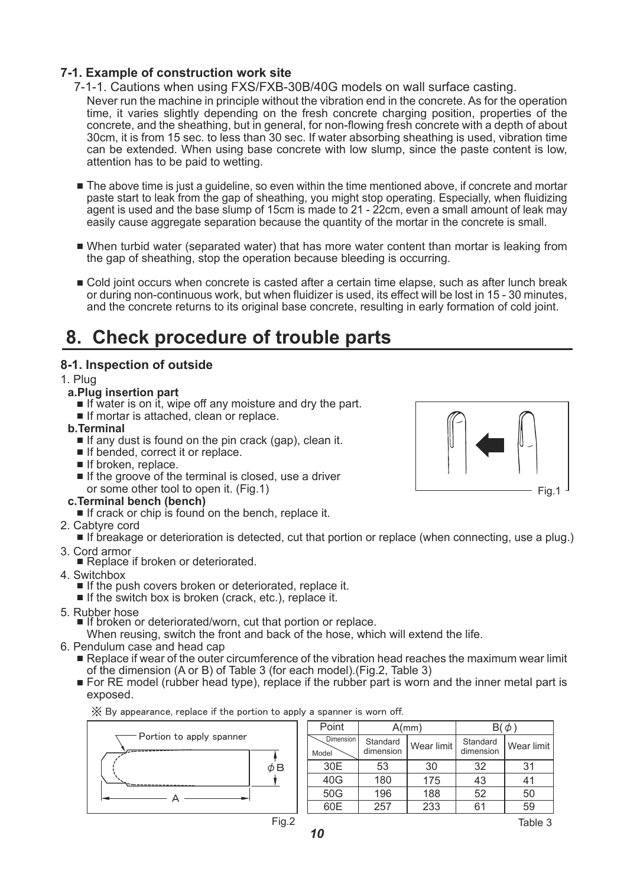### 7-1. Example of construction work site

7-1-1. Cautions when using FXS/FXB-30B/40G models on wall surface casting.

Never run the machine in principle without the vibration end in the concrete. As for the operation time, it varies slightly depending on the fresh concrete charging position, properties of the concrete, and the sheathing, but in general, for non-flowing fresh concrete with a depth of about 30cm, it is from 15 sec. to less than 30 sec. If water absorbing sheathing is used, vibration time can be extended. When using base concrete with low slump, since the paste content is low, attention has to be paid to wetting.

- The above time is just a guideline, so even within the time mentioned above, if concrete and mortar paste start to leak from the gap of sheathing, you might stop operating. Especially, when fluidizing agent is used and the base slump of 15cm is made to 21 - 22cm, even a small amount of leak may easily cause aggregate separation because the quantity of the mortar in the concrete is small.

- When turbid water (separated water) that has more water content than mortar is leaking from the gap of sheathing, stop the operation because bleeding is occurring.

- Cold joint occurs when concrete is casted after a certain time elapse, such as after lunch break or during non-continuous work, but when fluidizer is used, its effect will be lost in 15 - 30 minutes, and the concrete returns to its original base concrete, resulting in early formation of cold joint.

# 8. Check procedure of trouble parts

### 8-1. Inspection of outside

1. Plug
   **a.Plug insertion part**
   - If water is on it, wipe off any moisture and dry the part.
   - If mortar is attached, clean or replace.

   **b.Terminal**
   - If any dust is found on the pin crack (gap), clean it.
   - If bended, correct it or replace.
   - If broken, replace.
   - If the groove of the terminal is closed, use a driver or some other tool to open it. (Fig.1)

   Fig.1

   **c.Terminal bench (bench)**
   - If crack or chip is found on the bench, replace it.
2. Cabtyre cord
   - If breakage or deterioration is detected, cut that portion or replace (when connecting, use a plug.)
3. Cord armor
   - Replace if broken or deteriorated.
4. Switchbox
   - If the push covers broken or deteriorated, replace it.
   - If the switch box is broken (crack, etc.), replace it.
5. Rubber hose
   - If broken or deteriorated/worn, cut that portion or replace.
   When reusing, switch the front and back of the hose, which will extend the life.
6. Pendulum case and head cap
   - Replace if wear of the outer circumference of the vibration head reaches the maximum wear limit of the dimension (A or B) of Table 3 (for each model).(Fig.2, Table 3)
   - For RE model (rubber head type), replace if the rubber part is worn and the inner metal part is exposed.

※ By appearance, replace if the portion to apply a spanner is worn off.

Portion to apply spanner

A

ϕB

Fig.2

| Point | A(mm) | | B(ϕ) | |
|---|---|---|---|---|
| Model / Dimension | Standard dimension | Wear limit | Standard dimension | Wear limit |
| 30E | 53 | 30 | 32 | 31 |
| 40G | 180 | 175 | 43 | 41 |
| 50G | 196 | 188 | 52 | 50 |
| 60E | 257 | 233 | 61 | 59 |

Table 3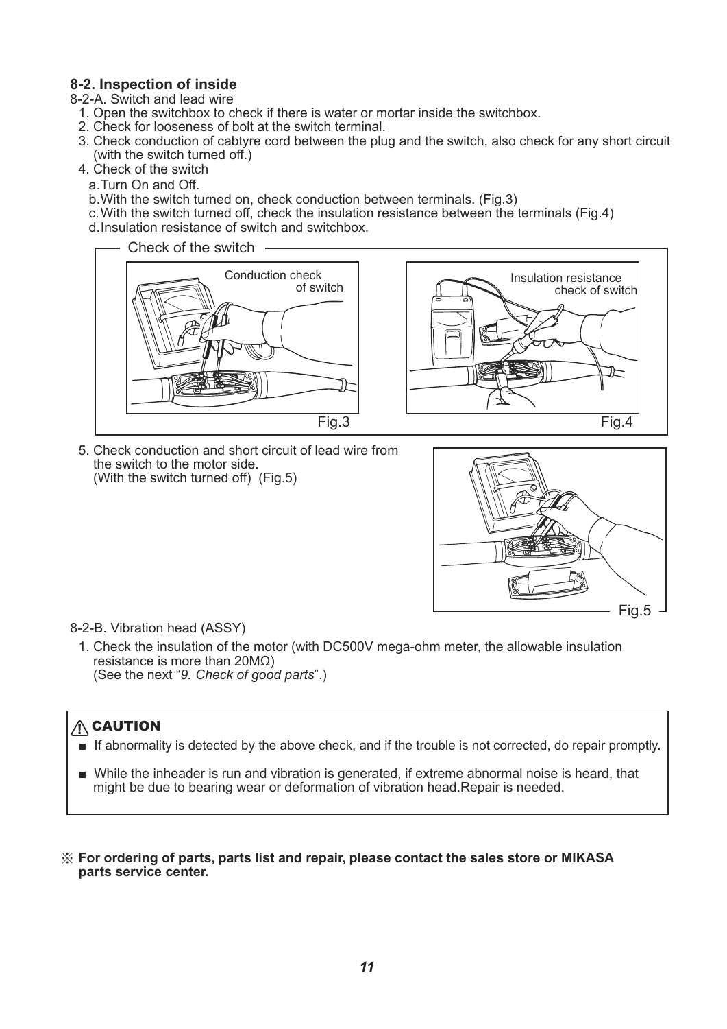### 8-2. Inspection of inside

8-2-A. Switch and lead wire

1. Open the switchbox to check if there is water or mortar inside the switchbox.
2. Check for looseness of bolt at the switch terminal.
3. Check conduction of cabtyre cord between the plug and the switch, also check for any short circuit (with the switch turned off.)
4. Check of the switch
   a. Turn On and Off.
   b. With the switch turned on, check conduction between terminals. (Fig.3)
   c. With the switch turned off, check the insulation resistance between the terminals (Fig.4)
   d. Insulation resistance of switch and switchbox.

Check of the switch

Conduction check of switch

Fig.3

Insulation resistance check of switch

Fig.4

5. Check conduction and short circuit of lead wire from the switch to the motor side. (With the switch turned off) (Fig.5)

Fig.5

8-2-B. Vibration head (ASSY)

1. Check the insulation of the motor (with DC500V mega-ohm meter, the allowable insulation resistance is more than 20MΩ) (See the next "*9. Check of good parts*".)

**⚠ CAUTION**

- If abnormality is detected by the above check, and if the trouble is not corrected, do repair promptly.
- While the inheader is run and vibration is generated, if extreme abnormal noise is heard, that might be due to bearing wear or deformation of vibration head.Repair is needed.

※ **For ordering of parts, parts list and repair, please contact the sales store or MIKASA parts service center.**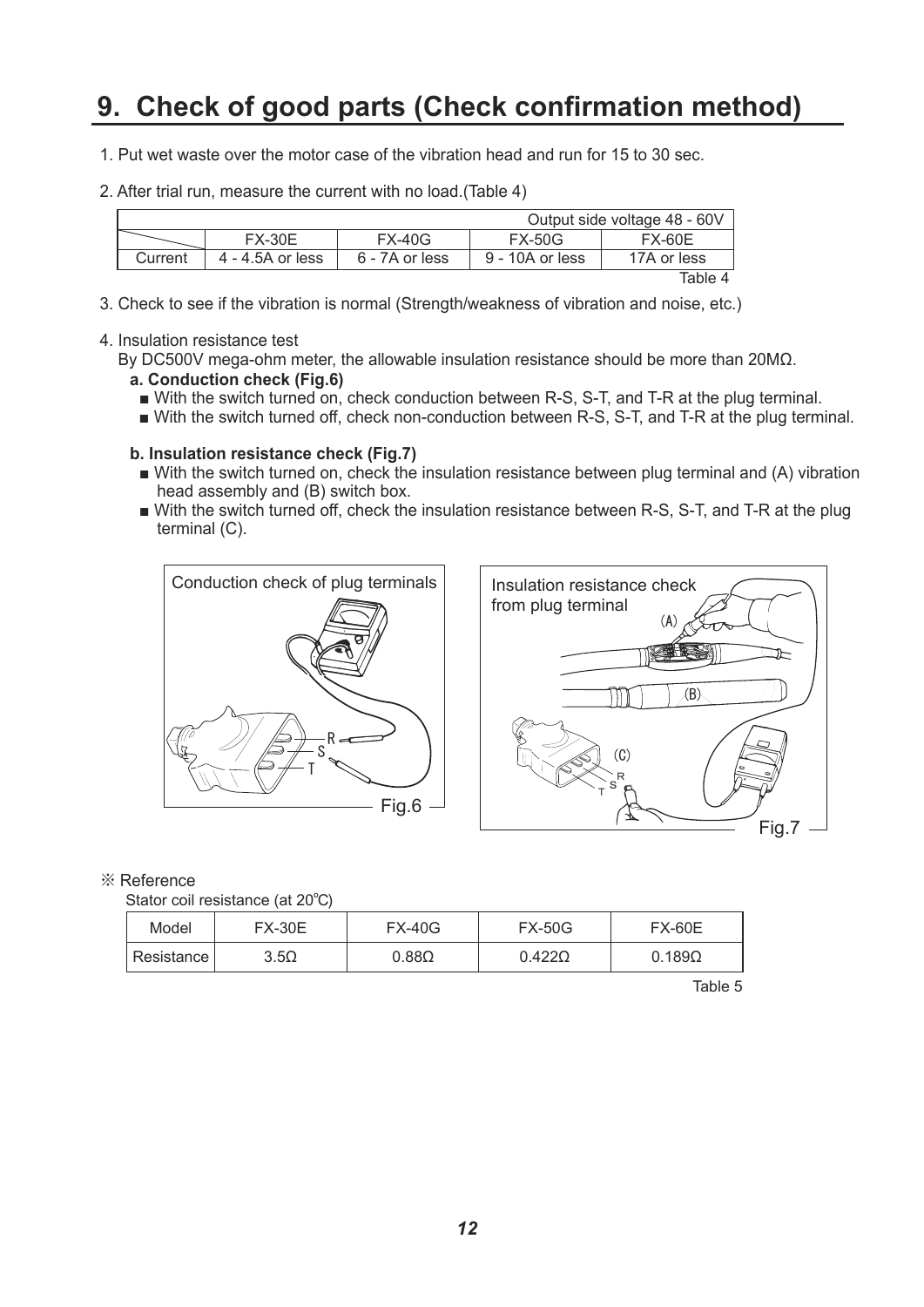# 9. Check of good parts (Check confirmation method)

1. Put wet waste over the motor case of the vibration head and run for 15 to 30 sec.

2. After trial run, measure the current with no load.(Table 4)

| Output side voltage 48 - 60V | | | | |
|---|---|---|---|---|
| | FX-30E | FX-40G | FX-50G | FX-60E |
| Current | 4 - 4.5A or less | 6 - 7A or less | 9 - 10A or less | 17A or less |

Table 4

3. Check to see if the vibration is normal (Strength/weakness of vibration and noise, etc.)

4. Insulation resistance test

   By DC500V mega-ohm meter, the allowable insulation resistance should be more than 20MΩ.

   **a. Conduction check (Fig.6)**

   - With the switch turned on, check conduction between R-S, S-T, and T-R at the plug terminal.
   - With the switch turned off, check non-conduction between R-S, S-T, and T-R at the plug terminal.

   **b. Insulation resistance check (Fig.7)**

   - With the switch turned on, check the insulation resistance between plug terminal and (A) vibration head assembly and (B) switch box.
   - With the switch turned off, check the insulation resistance between R-S, S-T, and T-R at the plug terminal (C).

Conduction check of plug terminals

R S T

Fig.6

Insulation resistance check from plug terminal

(A) (B) (C) R S T

Fig.7

※ Reference

Stator coil resistance (at 20℃)

| Model | FX-30E | FX-40G | FX-50G | FX-60E |
|---|---|---|---|---|
| Resistance | 3.5Ω | 0.88Ω | 0.422Ω | 0.189Ω |

Table 5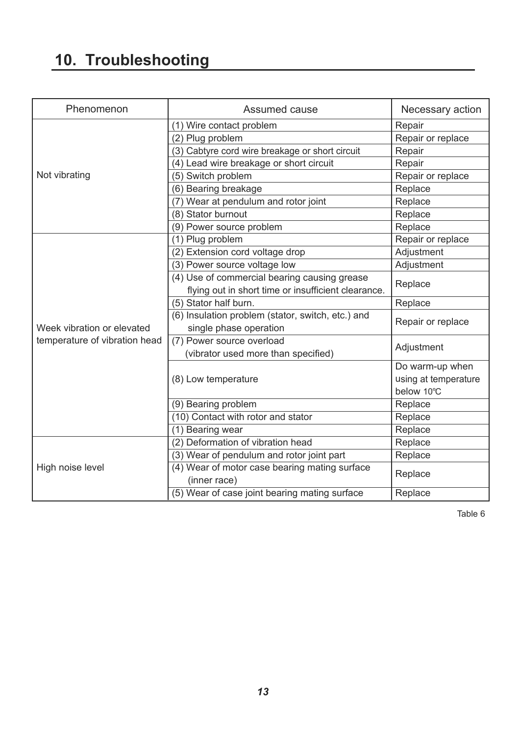# 10. Troubleshooting

| Phenomenon | Assumed cause | Necessary action |
|---|---|---|
| Not vibrating | (1) Wire contact problem | Repair |
| | (2) Plug problem | Repair or replace |
| | (3) Cabtyre cord wire breakage or short circuit | Repair |
| | (4) Lead wire breakage or short circuit | Repair |
| | (5) Switch problem | Repair or replace |
| | (6) Bearing breakage | Replace |
| | (7) Wear at pendulum and rotor joint | Replace |
| | (8) Stator burnout | Replace |
| | (9) Power source problem | Replace |
| Week vibration or elevated temperature of vibration head | (1) Plug problem | Repair or replace |
| | (2) Extension cord voltage drop | Adjustment |
| | (3) Power source voltage low | Adjustment |
| | (4) Use of commercial bearing causing grease flying out in short time or insufficient clearance. | Replace |
| | (5) Stator half burn. | Replace |
| | (6) Insulation problem (stator, switch, etc.) and single phase operation | Repair or replace |
| | (7) Power source overload (vibrator used more than specified) | Adjustment |
| | (8) Low temperature | Do warm-up when using at temperature below 10℃ |
| | (9) Bearing problem | Replace |
| | (10) Contact with rotor and stator | Replace |
| High noise level | (1) Bearing wear | Replace |
| | (2) Deformation of vibration head | Replace |
| | (3) Wear of pendulum and rotor joint part | Replace |
| | (4) Wear of motor case bearing mating surface (inner race) | Replace |
| | (5) Wear of case joint bearing mating surface | Replace |

Table 6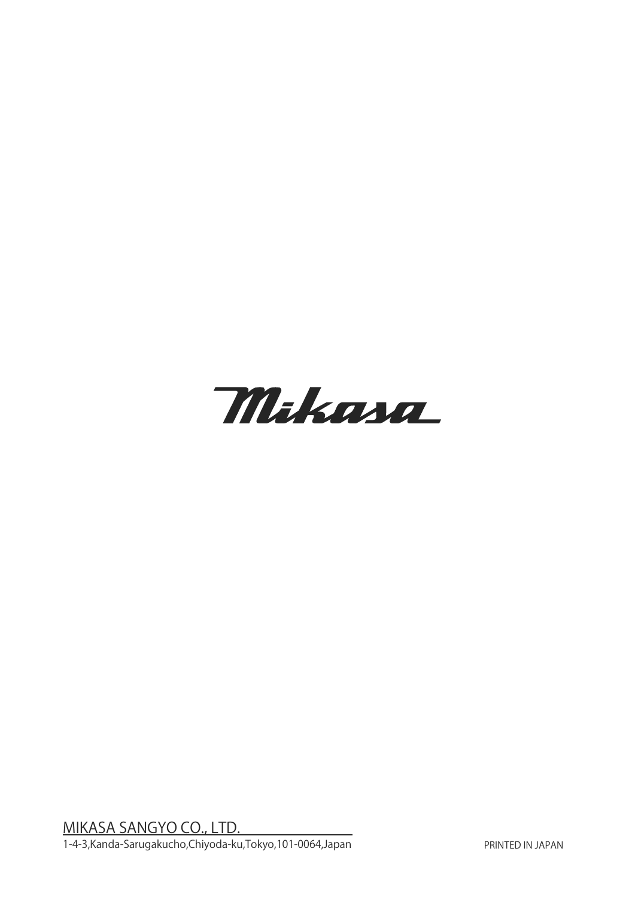Mikasa

MIKASA SANGYO CO., LTD.

1-4-3,Kanda-Sarugakucho,Chiyoda-ku,Tokyo,101-0064,Japan

PRINTED IN JAPAN